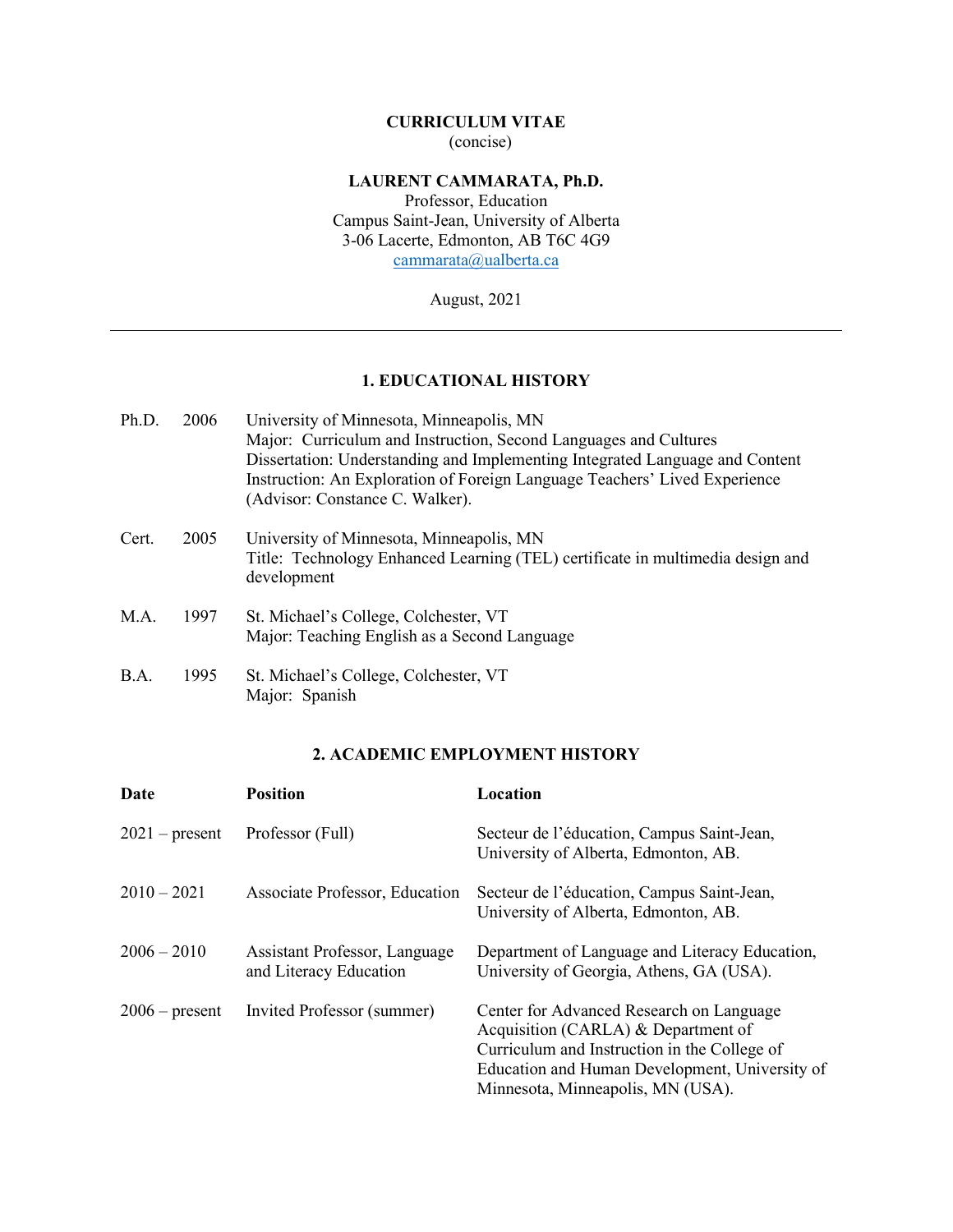# CURRICULUM VITAE

(concise)

**LAURENT CAMMARATA, Ph.D.**

Professor, Education
Campus Saint-Jean, University of Alberta
3-06 Lacerte, Edmonton, AB T6C 4G9
cammarata@ualberta.ca

August, 2021

---

## 1. EDUCATIONAL HISTORY

Ph.D. 2006 University of Minnesota, Minneapolis, MN
Major: Curriculum and Instruction, Second Languages and Cultures
Dissertation: Understanding and Implementing Integrated Language and Content Instruction: An Exploration of Foreign Language Teachers' Lived Experience (Advisor: Constance C. Walker).

Cert. 2005 University of Minnesota, Minneapolis, MN
Title: Technology Enhanced Learning (TEL) certificate in multimedia design and development

M.A. 1997 St. Michael's College, Colchester, VT
Major: Teaching English as a Second Language

B.A. 1995 St. Michael's College, Colchester, VT
Major: Spanish

## 2. ACADEMIC EMPLOYMENT HISTORY

| Date | Position | Location |
|---|---|---|
| 2021 – present | Professor (Full) | Secteur de l'éducation, Campus Saint-Jean, University of Alberta, Edmonton, AB. |
| 2010 – 2021 | Associate Professor, Education | Secteur de l'éducation, Campus Saint-Jean, University of Alberta, Edmonton, AB. |
| 2006 – 2010 | Assistant Professor, Language and Literacy Education | Department of Language and Literacy Education, University of Georgia, Athens, GA (USA). |
| 2006 – present | Invited Professor (summer) | Center for Advanced Research on Language Acquisition (CARLA) & Department of Curriculum and Instruction in the College of Education and Human Development, University of Minnesota, Minneapolis, MN (USA). |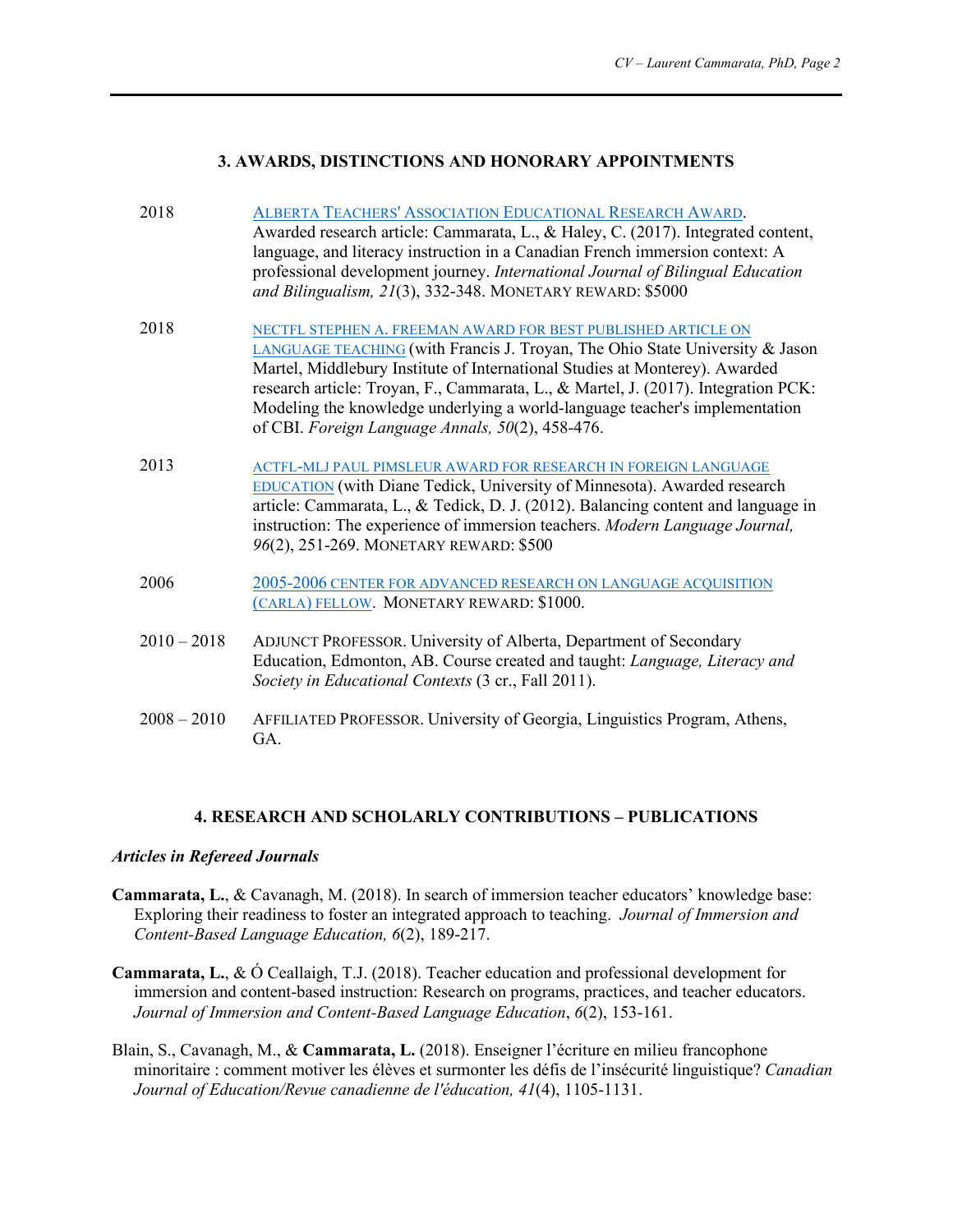## 3. AWARDS, DISTINCTIONS AND HONORARY APPOINTMENTS

2018 — ALBERTA TEACHERS' ASSOCIATION EDUCATIONAL RESEARCH AWARD. Awarded research article: Cammarata, L., & Haley, C. (2017). Integrated content, language, and literacy instruction in a Canadian French immersion context: A professional development journey. *International Journal of Bilingual Education and Bilingualism, 21*(3), 332-348. MONETARY REWARD: $5000

2018 — NECTFL STEPHEN A. FREEMAN AWARD FOR BEST PUBLISHED ARTICLE ON LANGUAGE TEACHING (with Francis J. Troyan, The Ohio State University & Jason Martel, Middlebury Institute of International Studies at Monterey). Awarded research article: Troyan, F., Cammarata, L., & Martel, J. (2017). Integration PCK: Modeling the knowledge underlying a world-language teacher's implementation of CBI. *Foreign Language Annals, 50*(2), 458-476.

2013 — ACTFL-MLJ PAUL PIMSLEUR AWARD FOR RESEARCH IN FOREIGN LANGUAGE EDUCATION (with Diane Tedick, University of Minnesota). Awarded research article: Cammarata, L., & Tedick, D. J. (2012). Balancing content and language in instruction: The experience of immersion teachers. *Modern Language Journal, 96*(2), 251-269. MONETARY REWARD: $500

2006 — 2005-2006 CENTER FOR ADVANCED RESEARCH ON LANGUAGE ACQUISITION (CARLA) FELLOW. MONETARY REWARD: $1000.

2010 – 2018 — ADJUNCT PROFESSOR. University of Alberta, Department of Secondary Education, Edmonton, AB. Course created and taught: *Language, Literacy and Society in Educational Contexts* (3 cr., Fall 2011).

2008 – 2010 — AFFILIATED PROFESSOR. University of Georgia, Linguistics Program, Athens, GA.

## 4. RESEARCH AND SCHOLARLY CONTRIBUTIONS – PUBLICATIONS

### *Articles in Refereed Journals*

**Cammarata, L.**, & Cavanagh, M. (2018). In search of immersion teacher educators' knowledge base: Exploring their readiness to foster an integrated approach to teaching. *Journal of Immersion and Content-Based Language Education, 6*(2), 189-217.

**Cammarata, L.**, & Ó Ceallaigh, T.J. (2018). Teacher education and professional development for immersion and content-based instruction: Research on programs, practices, and teacher educators. *Journal of Immersion and Content-Based Language Education*, *6*(2), 153-161.

Blain, S., Cavanagh, M., & **Cammarata, L.** (2018). Enseigner l'écriture en milieu francophone minoritaire : comment motiver les élèves et surmonter les défis de l'insécurité linguistique? *Canadian Journal of Education/Revue canadienne de l'éducation, 41*(4), 1105-1131.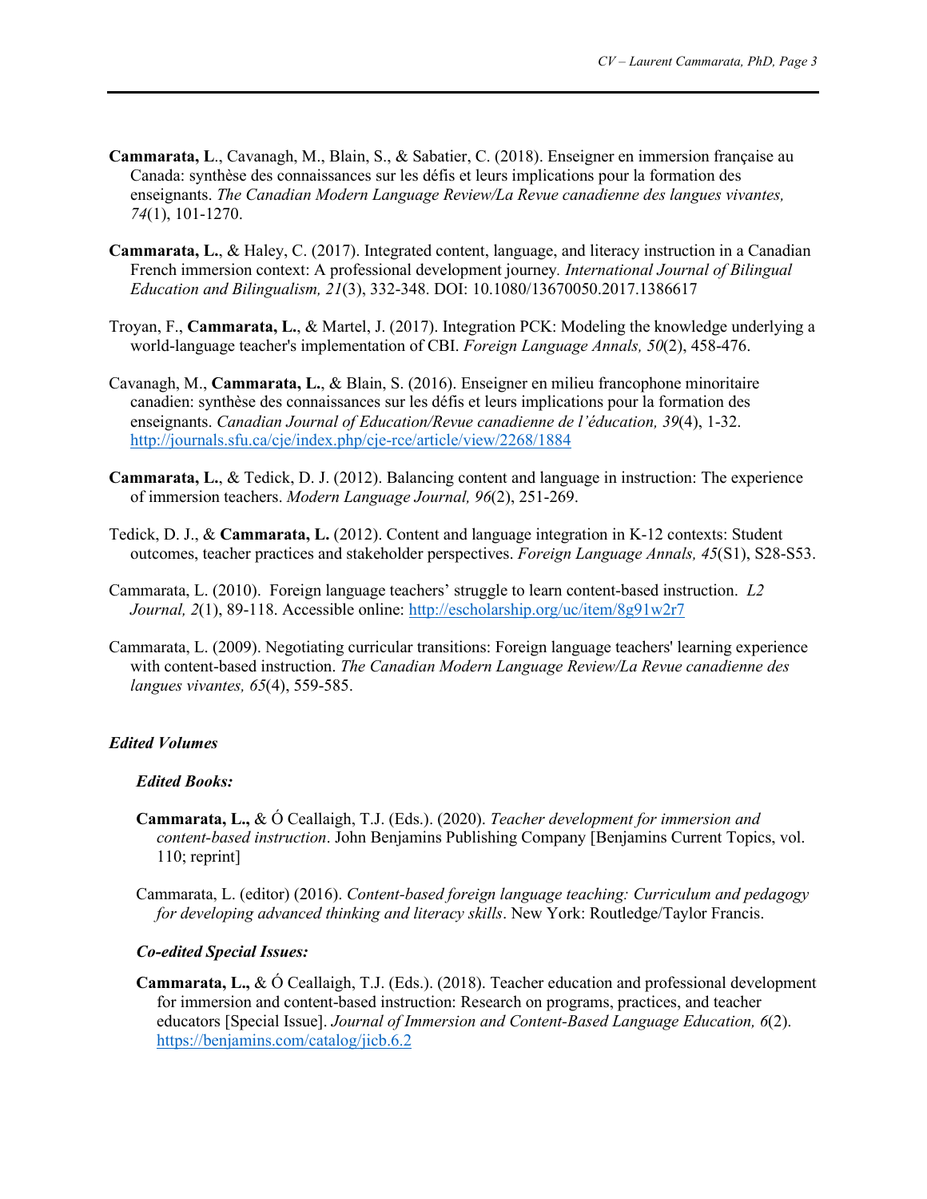**Cammarata, L**., Cavanagh, M., Blain, S., & Sabatier, C. (2018). Enseigner en immersion française au Canada: synthèse des connaissances sur les défis et leurs implications pour la formation des enseignants. *The Canadian Modern Language Review/La Revue canadienne des langues vivantes, 74*(1), 101-1270.

**Cammarata, L.**, & Haley, C. (2017). Integrated content, language, and literacy instruction in a Canadian French immersion context: A professional development journey. *International Journal of Bilingual Education and Bilingualism, 21*(3), 332-348. DOI: 10.1080/13670050.2017.1386617

Troyan, F., **Cammarata, L.**, & Martel, J. (2017). Integration PCK: Modeling the knowledge underlying a world-language teacher's implementation of CBI. *Foreign Language Annals, 50*(2), 458-476.

Cavanagh, M., **Cammarata, L.**, & Blain, S. (2016). Enseigner en milieu francophone minoritaire canadien: synthèse des connaissances sur les défis et leurs implications pour la formation des enseignants. *Canadian Journal of Education/Revue canadienne de l'éducation, 39*(4), 1-32. http://journals.sfu.ca/cje/index.php/cje-rce/article/view/2268/1884

**Cammarata, L.**, & Tedick, D. J. (2012). Balancing content and language in instruction: The experience of immersion teachers. *Modern Language Journal, 96*(2), 251-269.

Tedick, D. J., & **Cammarata, L.** (2012). Content and language integration in K-12 contexts: Student outcomes, teacher practices and stakeholder perspectives. *Foreign Language Annals, 45*(S1), S28-S53.

Cammarata, L. (2010). Foreign language teachers' struggle to learn content-based instruction. *L2 Journal, 2*(1), 89-118. Accessible online: http://escholarship.org/uc/item/8g91w2r7

Cammarata, L. (2009). Negotiating curricular transitions: Foreign language teachers' learning experience with content-based instruction. *The Canadian Modern Language Review/La Revue canadienne des langues vivantes, 65*(4), 559-585.

### *Edited Volumes*

#### *Edited Books:*

**Cammarata, L.,** & Ó Ceallaigh, T.J. (Eds.). (2020). *Teacher development for immersion and content-based instruction*. John Benjamins Publishing Company [Benjamins Current Topics, vol. 110; reprint]

Cammarata, L. (editor) (2016). *Content-based foreign language teaching: Curriculum and pedagogy for developing advanced thinking and literacy skills*. New York: Routledge/Taylor Francis.

#### *Co-edited Special Issues:*

**Cammarata, L.,** & Ó Ceallaigh, T.J. (Eds.). (2018). Teacher education and professional development for immersion and content-based instruction: Research on programs, practices, and teacher educators [Special Issue]. *Journal of Immersion and Content-Based Language Education, 6*(2). https://benjamins.com/catalog/jicb.6.2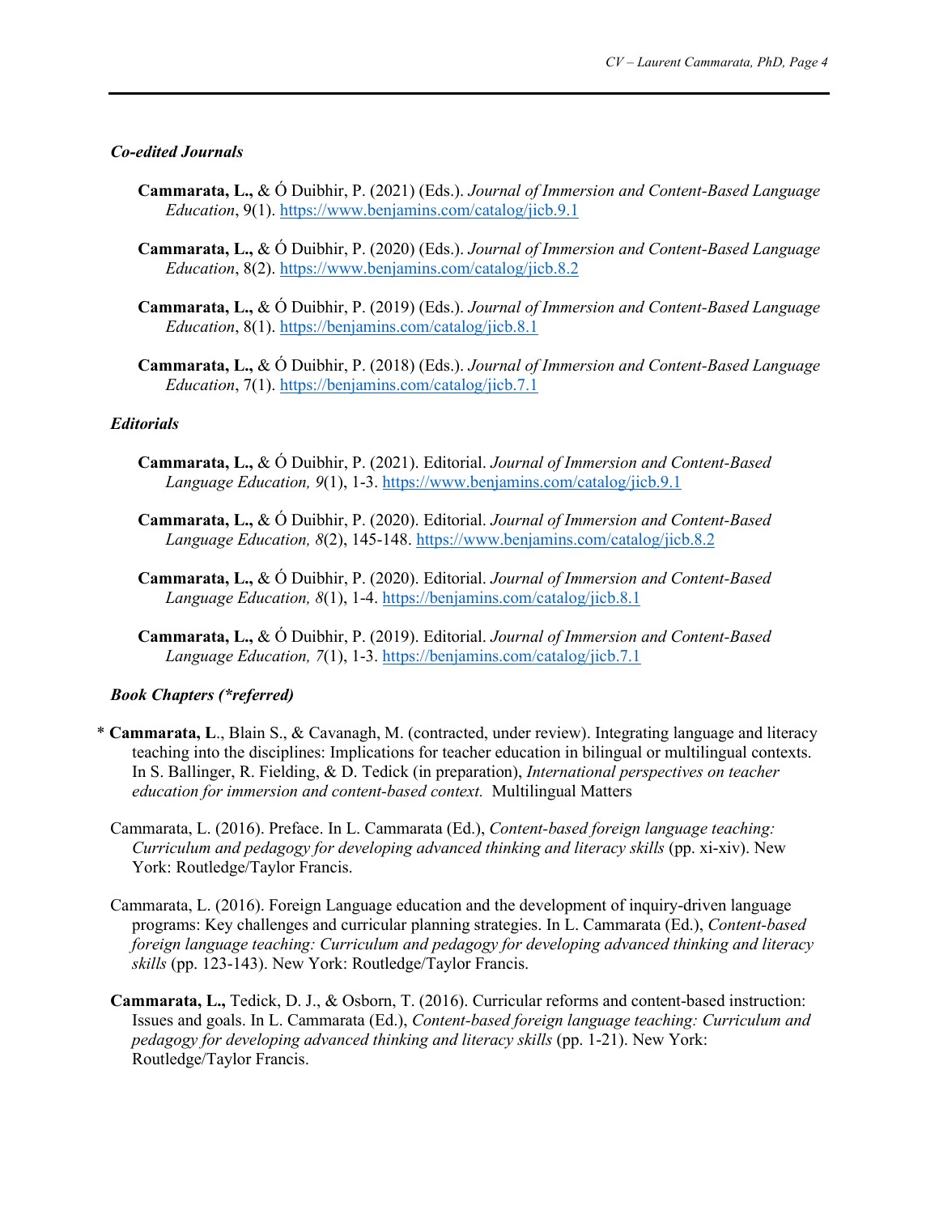### *Co-edited Journals*

**Cammarata, L.,** & Ó Duibhir, P. (2021) (Eds.). *Journal of Immersion and Content-Based Language Education*, 9(1). https://www.benjamins.com/catalog/jicb.9.1

**Cammarata, L.,** & Ó Duibhir, P. (2020) (Eds.). *Journal of Immersion and Content-Based Language Education*, 8(2). https://www.benjamins.com/catalog/jicb.8.2

**Cammarata, L.,** & Ó Duibhir, P. (2019) (Eds.). *Journal of Immersion and Content-Based Language Education*, 8(1). https://benjamins.com/catalog/jicb.8.1

**Cammarata, L.,** & Ó Duibhir, P. (2018) (Eds.). *Journal of Immersion and Content-Based Language Education*, 7(1). https://benjamins.com/catalog/jicb.7.1

### *Editorials*

**Cammarata, L.,** & Ó Duibhir, P. (2021). Editorial. *Journal of Immersion and Content-Based Language Education, 9*(1), 1-3. https://www.benjamins.com/catalog/jicb.9.1

**Cammarata, L.,** & Ó Duibhir, P. (2020). Editorial. *Journal of Immersion and Content-Based Language Education, 8*(2), 145-148. https://www.benjamins.com/catalog/jicb.8.2

**Cammarata, L.,** & Ó Duibhir, P. (2020). Editorial. *Journal of Immersion and Content-Based Language Education, 8*(1), 1-4. https://benjamins.com/catalog/jicb.8.1

**Cammarata, L.,** & Ó Duibhir, P. (2019). Editorial. *Journal of Immersion and Content-Based Language Education, 7*(1), 1-3. https://benjamins.com/catalog/jicb.7.1

### *Book Chapters (*referred)*

\* **Cammarata, L**., Blain S., & Cavanagh, M. (contracted, under review). Integrating language and literacy teaching into the disciplines: Implications for teacher education in bilingual or multilingual contexts. In S. Ballinger, R. Fielding, & D. Tedick (in preparation), *International perspectives on teacher education for immersion and content-based context.* Multilingual Matters

Cammarata, L. (2016). Preface. In L. Cammarata (Ed.), *Content-based foreign language teaching: Curriculum and pedagogy for developing advanced thinking and literacy skills* (pp. xi-xiv). New York: Routledge/Taylor Francis.

Cammarata, L. (2016). Foreign Language education and the development of inquiry-driven language programs: Key challenges and curricular planning strategies. In L. Cammarata (Ed.), *Content-based foreign language teaching: Curriculum and pedagogy for developing advanced thinking and literacy skills* (pp. 123-143). New York: Routledge/Taylor Francis.

**Cammarata, L.,** Tedick, D. J., & Osborn, T. (2016). Curricular reforms and content-based instruction: Issues and goals. In L. Cammarata (Ed.), *Content-based foreign language teaching: Curriculum and pedagogy for developing advanced thinking and literacy skills* (pp. 1-21). New York: Routledge/Taylor Francis.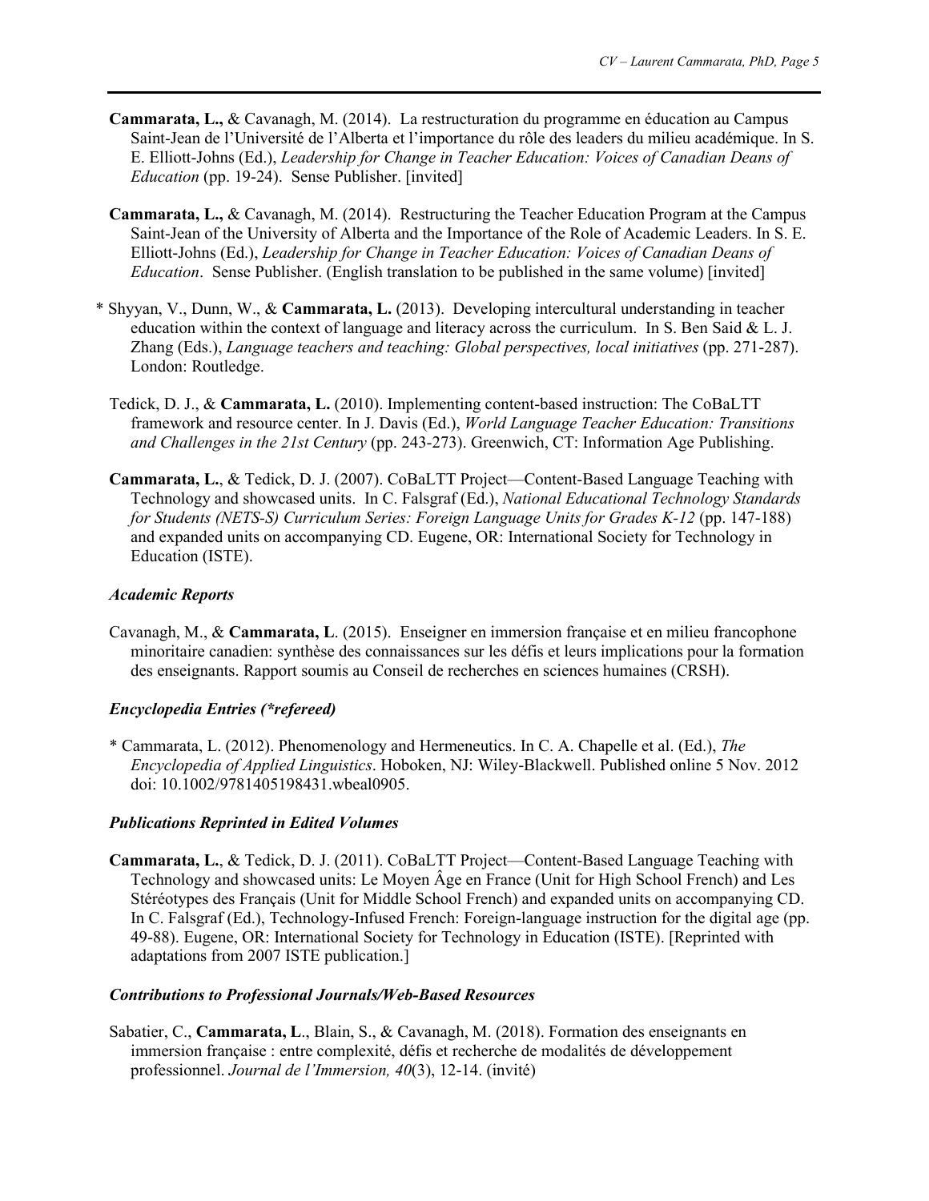**Cammarata, L.,** & Cavanagh, M. (2014). La restructuration du programme en éducation au Campus Saint-Jean de l'Université de l'Alberta et l'importance du rôle des leaders du milieu académique. In S. E. Elliott-Johns (Ed.), *Leadership for Change in Teacher Education: Voices of Canadian Deans of Education* (pp. 19-24). Sense Publisher. [invited]

**Cammarata, L.,** & Cavanagh, M. (2014). Restructuring the Teacher Education Program at the Campus Saint-Jean of the University of Alberta and the Importance of the Role of Academic Leaders. In S. E. Elliott-Johns (Ed.), *Leadership for Change in Teacher Education: Voices of Canadian Deans of Education*. Sense Publisher. (English translation to be published in the same volume) [invited]

\* Shyyan, V., Dunn, W., & **Cammarata, L.** (2013). Developing intercultural understanding in teacher education within the context of language and literacy across the curriculum. In S. Ben Said & L. J. Zhang (Eds.), *Language teachers and teaching: Global perspectives, local initiatives* (pp. 271-287). London: Routledge.

Tedick, D. J., & **Cammarata, L.** (2010). Implementing content-based instruction: The CoBaLTT framework and resource center. In J. Davis (Ed.), *World Language Teacher Education: Transitions and Challenges in the 21st Century* (pp. 243-273). Greenwich, CT: Information Age Publishing.

**Cammarata, L.**, & Tedick, D. J. (2007). CoBaLTT Project—Content-Based Language Teaching with Technology and showcased units. In C. Falsgraf (Ed.), *National Educational Technology Standards for Students (NETS-S) Curriculum Series: Foreign Language Units for Grades K-12* (pp. 147-188) and expanded units on accompanying CD. Eugene, OR: International Society for Technology in Education (ISTE).

### *Academic Reports*

Cavanagh, M., & **Cammarata, L**. (2015). Enseigner en immersion française et en milieu francophone minoritaire canadien: synthèse des connaissances sur les défis et leurs implications pour la formation des enseignants. Rapport soumis au Conseil de recherches en sciences humaines (CRSH).

### *Encyclopedia Entries (*refereed)*

\* Cammarata, L. (2012). Phenomenology and Hermeneutics. In C. A. Chapelle et al. (Ed.), *The Encyclopedia of Applied Linguistics*. Hoboken, NJ: Wiley-Blackwell. Published online 5 Nov. 2012 doi: 10.1002/9781405198431.wbeal0905.

### *Publications Reprinted in Edited Volumes*

**Cammarata, L.**, & Tedick, D. J. (2011). CoBaLTT Project—Content-Based Language Teaching with Technology and showcased units: Le Moyen Âge en France (Unit for High School French) and Les Stéréotypes des Français (Unit for Middle School French) and expanded units on accompanying CD. In C. Falsgraf (Ed.), Technology-Infused French: Foreign-language instruction for the digital age (pp. 49-88). Eugene, OR: International Society for Technology in Education (ISTE). [Reprinted with adaptations from 2007 ISTE publication.]

### *Contributions to Professional Journals/Web-Based Resources*

Sabatier, C., **Cammarata, L**., Blain, S., & Cavanagh, M. (2018). Formation des enseignants en immersion française : entre complexité, défis et recherche de modalités de développement professionnel. *Journal de l'Immersion, 40*(3), 12-14. (invité)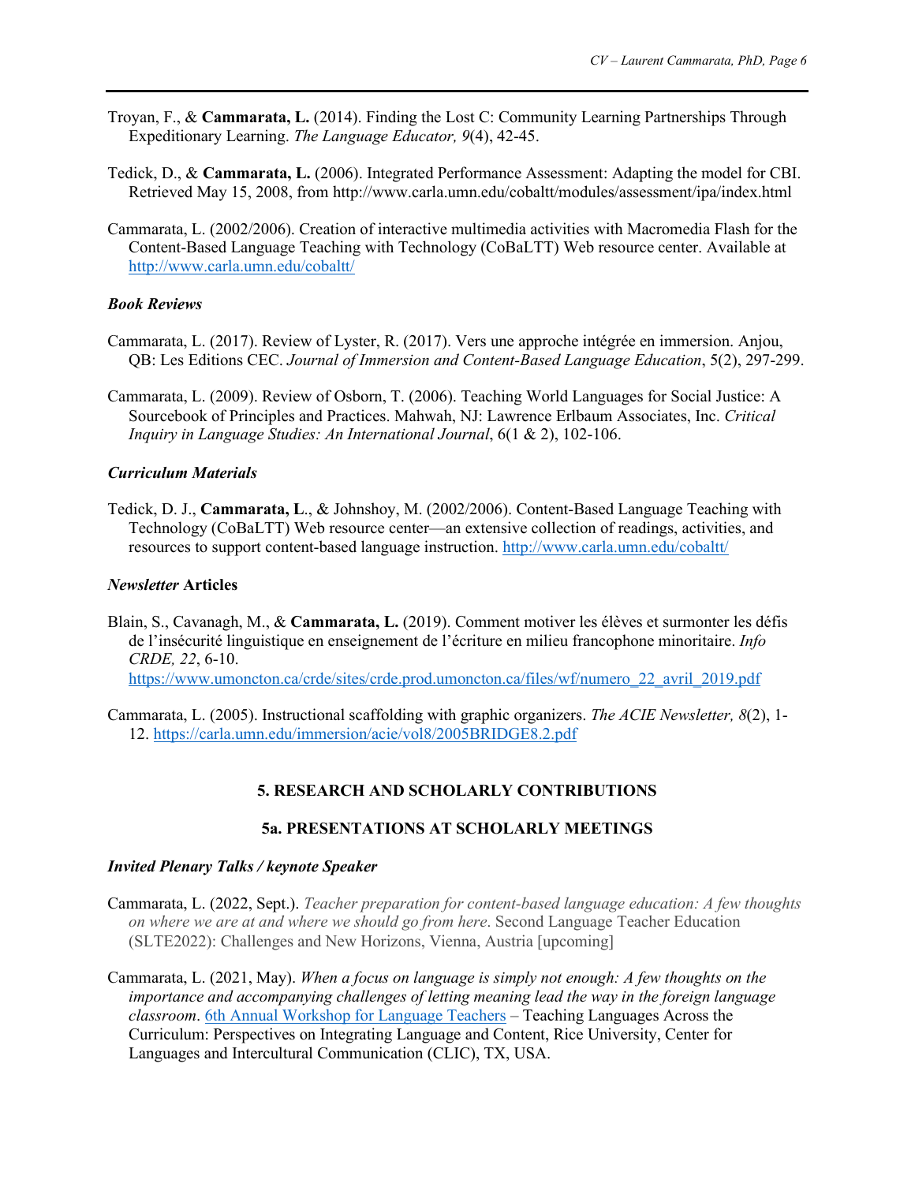Troyan, F., & **Cammarata, L.** (2014). Finding the Lost C: Community Learning Partnerships Through Expeditionary Learning. *The Language Educator, 9*(4), 42-45.

Tedick, D., & **Cammarata, L.** (2006). Integrated Performance Assessment: Adapting the model for CBI. Retrieved May 15, 2008, from http://www.carla.umn.edu/cobaltt/modules/assessment/ipa/index.html

Cammarata, L. (2002/2006). Creation of interactive multimedia activities with Macromedia Flash for the Content-Based Language Teaching with Technology (CoBaLTT) Web resource center. Available at http://www.carla.umn.edu/cobaltt/

### *Book Reviews*

Cammarata, L. (2017). Review of Lyster, R. (2017). Vers une approche intégrée en immersion. Anjou, QB: Les Editions CEC. *Journal of Immersion and Content-Based Language Education*, 5(2), 297-299.

Cammarata, L. (2009). Review of Osborn, T. (2006). Teaching World Languages for Social Justice: A Sourcebook of Principles and Practices. Mahwah, NJ: Lawrence Erlbaum Associates, Inc. *Critical Inquiry in Language Studies: An International Journal*, 6(1 & 2), 102-106.

### *Curriculum Materials*

Tedick, D. J., **Cammarata, L**., & Johnshoy, M. (2002/2006). Content-Based Language Teaching with Technology (CoBaLTT) Web resource center—an extensive collection of readings, activities, and resources to support content-based language instruction. http://www.carla.umn.edu/cobaltt/

### *Newsletter* **Articles**

Blain, S., Cavanagh, M., & **Cammarata, L.** (2019). Comment motiver les élèves et surmonter les défis de l'insécurité linguistique en enseignement de l'écriture en milieu francophone minoritaire. *Info CRDE, 22*, 6-10. https://www.umoncton.ca/crde/sites/crde.prod.umoncton.ca/files/wf/numero_22_avril_2019.pdf

Cammarata, L. (2005). Instructional scaffolding with graphic organizers. *The ACIE Newsletter, 8*(2), 1-12. https://carla.umn.edu/immersion/acie/vol8/2005BRIDGE8.2.pdf

## 5. RESEARCH AND SCHOLARLY CONTRIBUTIONS

## 5a. PRESENTATIONS AT SCHOLARLY MEETINGS

### *Invited Plenary Talks / keynote Speaker*

Cammarata, L. (2022, Sept.). *Teacher preparation for content-based language education: A few thoughts on where we are at and where we should go from here.* Second Language Teacher Education (SLTE2022): Challenges and New Horizons, Vienna, Austria [upcoming]

Cammarata, L. (2021, May). *When a focus on language is simply not enough: A few thoughts on the importance and accompanying challenges of letting meaning lead the way in the foreign language classroom*. 6th Annual Workshop for Language Teachers – Teaching Languages Across the Curriculum: Perspectives on Integrating Language and Content, Rice University, Center for Languages and Intercultural Communication (CLIC), TX, USA.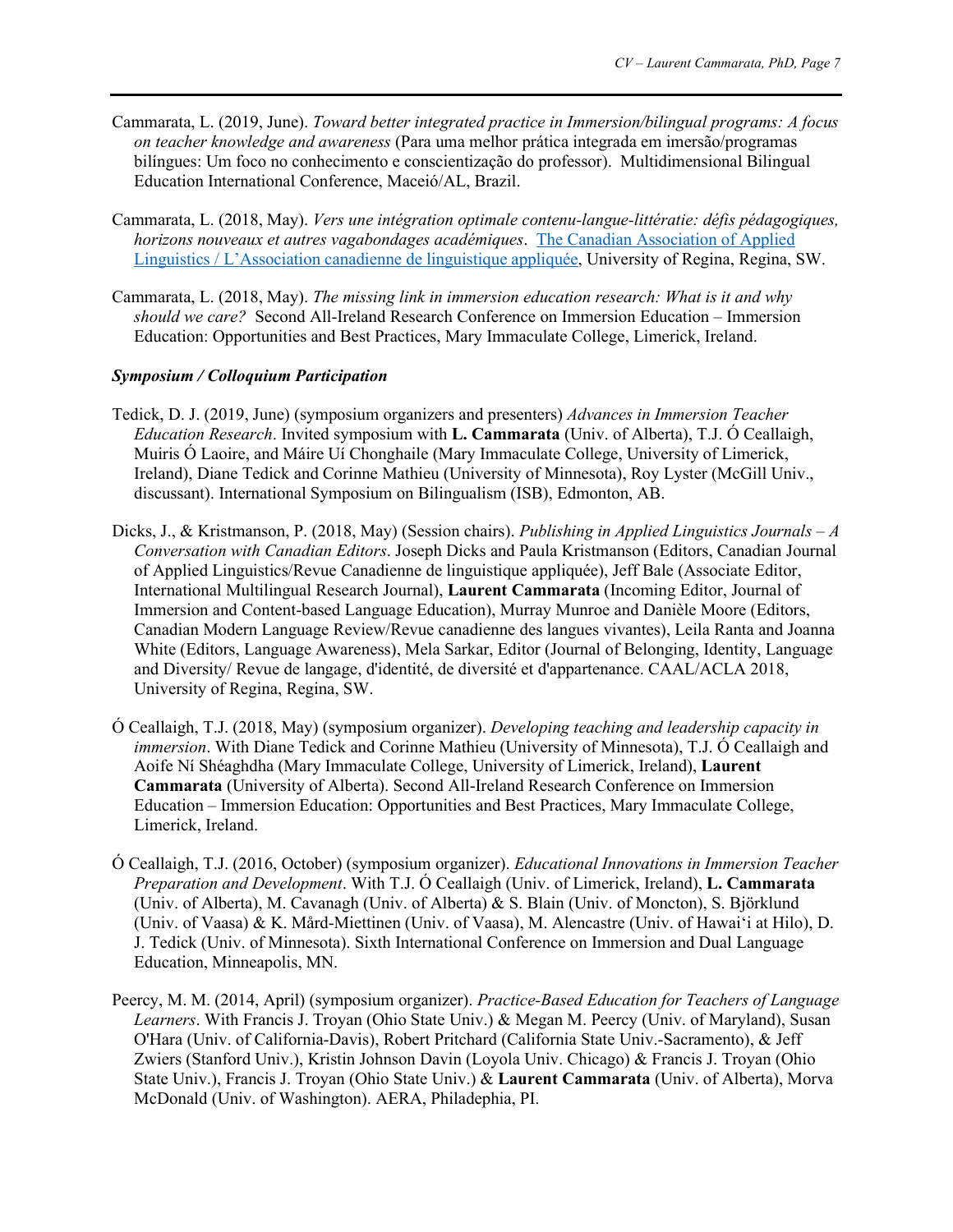Cammarata, L. (2019, June). *Toward better integrated practice in Immersion/bilingual programs: A focus on teacher knowledge and awareness* (Para uma melhor prática integrada em imersão/programas bilíngues: Um foco no conhecimento e conscientização do professor). Multidimensional Bilingual Education International Conference, Maceió/AL, Brazil.

Cammarata, L. (2018, May). *Vers une intégration optimale contenu-langue-littératie: défis pédagogiques, horizons nouveaux et autres vagabondages académiques*. The Canadian Association of Applied Linguistics / L'Association canadienne de linguistique appliquée, University of Regina, Regina, SW.

Cammarata, L. (2018, May). *The missing link in immersion education research: What is it and why should we care?* Second All-Ireland Research Conference on Immersion Education – Immersion Education: Opportunities and Best Practices, Mary Immaculate College, Limerick, Ireland.

### *Symposium / Colloquium Participation*

Tedick, D. J. (2019, June) (symposium organizers and presenters) *Advances in Immersion Teacher Education Research*. Invited symposium with **L. Cammarata** (Univ. of Alberta), T.J. Ó Ceallaigh, Muiris Ó Laoire, and Máire Uí Chonghaile (Mary Immaculate College, University of Limerick, Ireland), Diane Tedick and Corinne Mathieu (University of Minnesota), Roy Lyster (McGill Univ., discussant). International Symposium on Bilingualism (ISB), Edmonton, AB.

Dicks, J., & Kristmanson, P. (2018, May) (Session chairs). *Publishing in Applied Linguistics Journals – A Conversation with Canadian Editors*. Joseph Dicks and Paula Kristmanson (Editors, Canadian Journal of Applied Linguistics/Revue Canadienne de linguistique appliquée), Jeff Bale (Associate Editor, International Multilingual Research Journal), **Laurent Cammarata** (Incoming Editor, Journal of Immersion and Content-based Language Education), Murray Munroe and Danièle Moore (Editors, Canadian Modern Language Review/Revue canadienne des langues vivantes), Leila Ranta and Joanna White (Editors, Language Awareness), Mela Sarkar, Editor (Journal of Belonging, Identity, Language and Diversity/ Revue de langage, d'identité, de diversité et d'appartenance. CAAL/ACLA 2018, University of Regina, Regina, SW.

Ó Ceallaigh, T.J. (2018, May) (symposium organizer). *Developing teaching and leadership capacity in immersion*. With Diane Tedick and Corinne Mathieu (University of Minnesota), T.J. Ó Ceallaigh and Aoife Ní Shéaghdha (Mary Immaculate College, University of Limerick, Ireland), **Laurent Cammarata** (University of Alberta). Second All-Ireland Research Conference on Immersion Education – Immersion Education: Opportunities and Best Practices, Mary Immaculate College, Limerick, Ireland.

Ó Ceallaigh, T.J. (2016, October) (symposium organizer). *Educational Innovations in Immersion Teacher Preparation and Development*. With T.J. Ó Ceallaigh (Univ. of Limerick, Ireland), **L. Cammarata** (Univ. of Alberta), M. Cavanagh (Univ. of Alberta) & S. Blain (Univ. of Moncton), S. Björklund (Univ. of Vaasa) & K. Mård-Miettinen (Univ. of Vaasa), M. Alencastre (Univ. of Hawai'i at Hilo), D. J. Tedick (Univ. of Minnesota). Sixth International Conference on Immersion and Dual Language Education, Minneapolis, MN.

Peercy, M. M. (2014, April) (symposium organizer). *Practice-Based Education for Teachers of Language Learners*. With Francis J. Troyan (Ohio State Univ.) & Megan M. Peercy (Univ. of Maryland), Susan O'Hara (Univ. of California-Davis), Robert Pritchard (California State Univ.-Sacramento), & Jeff Zwiers (Stanford Univ.), Kristin Johnson Davin (Loyola Univ. Chicago) & Francis J. Troyan (Ohio State Univ.), Francis J. Troyan (Ohio State Univ.) & **Laurent Cammarata** (Univ. of Alberta), Morva McDonald (Univ. of Washington). AERA, Philadephia, PI.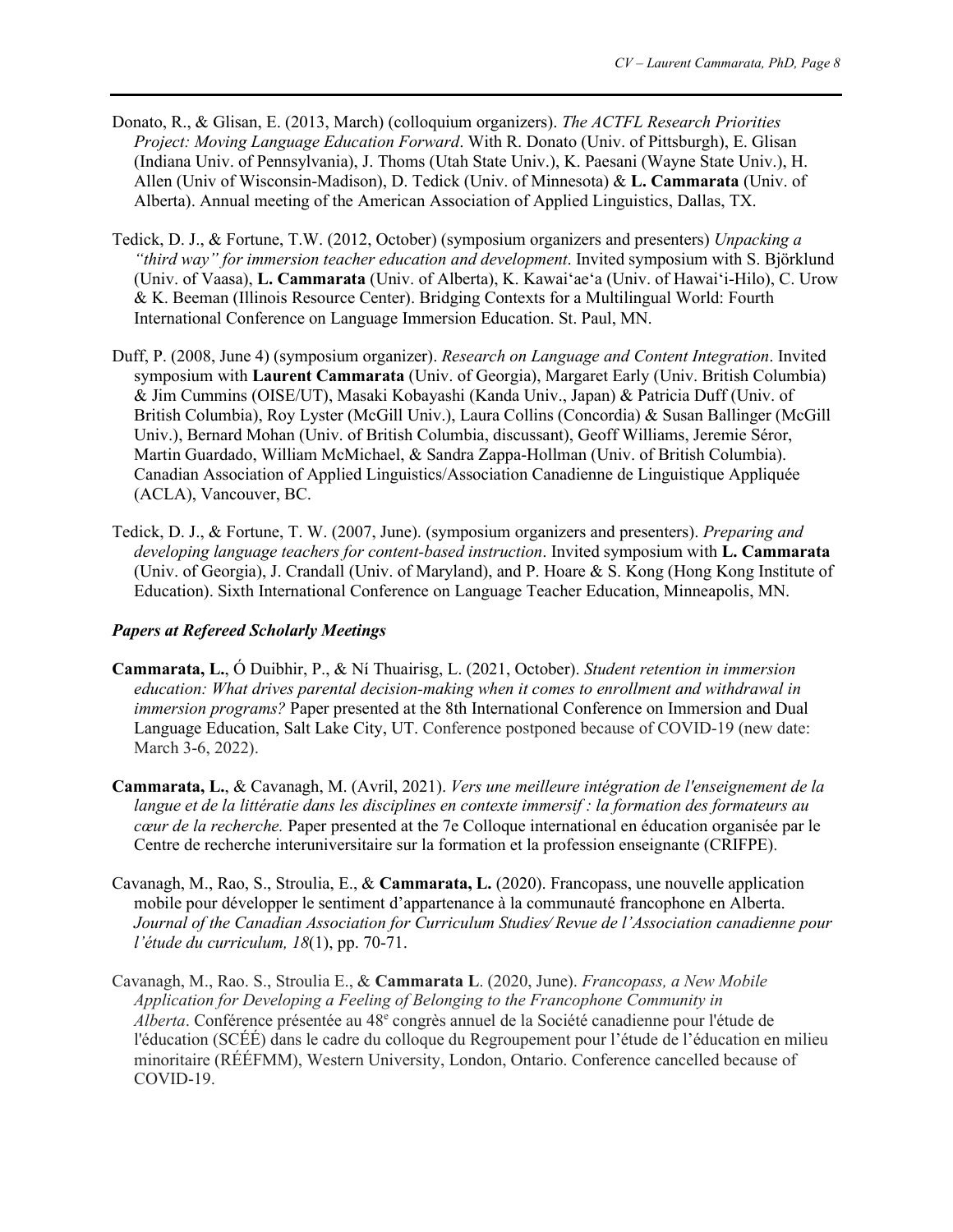Donato, R., & Glisan, E. (2013, March) (colloquium organizers). *The ACTFL Research Priorities Project: Moving Language Education Forward*. With R. Donato (Univ. of Pittsburgh), E. Glisan (Indiana Univ. of Pennsylvania), J. Thoms (Utah State Univ.), K. Paesani (Wayne State Univ.), H. Allen (Univ of Wisconsin-Madison), D. Tedick (Univ. of Minnesota) & **L. Cammarata** (Univ. of Alberta). Annual meeting of the American Association of Applied Linguistics, Dallas, TX.

Tedick, D. J., & Fortune, T.W. (2012, October) (symposium organizers and presenters) *Unpacking a "third way" for immersion teacher education and development*. Invited symposium with S. Björklund (Univ. of Vaasa), **L. Cammarata** (Univ. of Alberta), K. Kawaiʻaeʻa (Univ. of Hawaiʻi-Hilo), C. Urow & K. Beeman (Illinois Resource Center). Bridging Contexts for a Multilingual World: Fourth International Conference on Language Immersion Education. St. Paul, MN.

Duff, P. (2008, June 4) (symposium organizer). *Research on Language and Content Integration*. Invited symposium with **Laurent Cammarata** (Univ. of Georgia), Margaret Early (Univ. British Columbia) & Jim Cummins (OISE/UT), Masaki Kobayashi (Kanda Univ., Japan) & Patricia Duff (Univ. of British Columbia), Roy Lyster (McGill Univ.), Laura Collins (Concordia) & Susan Ballinger (McGill Univ.), Bernard Mohan (Univ. of British Columbia, discussant), Geoff Williams, Jeremie Séror, Martin Guardado, William McMichael, & Sandra Zappa-Hollman (Univ. of British Columbia). Canadian Association of Applied Linguistics/Association Canadienne de Linguistique Appliquée (ACLA), Vancouver, BC.

Tedick, D. J., & Fortune, T. W. (2007, June). (symposium organizers and presenters). *Preparing and developing language teachers for content-based instruction*. Invited symposium with **L. Cammarata** (Univ. of Georgia), J. Crandall (Univ. of Maryland), and P. Hoare & S. Kong (Hong Kong Institute of Education). Sixth International Conference on Language Teacher Education, Minneapolis, MN.

### *Papers at Refereed Scholarly Meetings*

**Cammarata, L.**, Ó Duibhir, P., & Ní Thuairisg, L. (2021, October). *Student retention in immersion education: What drives parental decision-making when it comes to enrollment and withdrawal in immersion programs?* Paper presented at the 8th International Conference on Immersion and Dual Language Education, Salt Lake City, UT. Conference postponed because of COVID-19 (new date: March 3-6, 2022).

**Cammarata, L.**, & Cavanagh, M. (Avril, 2021). *Vers une meilleure intégration de l'enseignement de la langue et de la littératie dans les disciplines en contexte immersif : la formation des formateurs au cœur de la recherche.* Paper presented at the 7e Colloque international en éducation organisée par le Centre de recherche interuniversitaire sur la formation et la profession enseignante (CRIFPE).

Cavanagh, M., Rao, S., Stroulia, E., & **Cammarata, L.** (2020). Francopass, une nouvelle application mobile pour développer le sentiment d'appartenance à la communauté francophone en Alberta. *Journal of the Canadian Association for Curriculum Studies/ Revue de l'Association canadienne pour l'étude du curriculum, 18*(1), pp. 70-71.

Cavanagh, M., Rao. S., Stroulia E., & **Cammarata L**. (2020, June). *Francopass, a New Mobile Application for Developing a Feeling of Belonging to the Francophone Community in Alberta*. Conférence présentée au 48e congrès annuel de la Société canadienne pour l'étude de l'éducation (SCÉÉ) dans le cadre du colloque du Regroupement pour l'étude de l'éducation en milieu minoritaire (RÉÉFMM), Western University, London, Ontario. Conference cancelled because of COVID-19.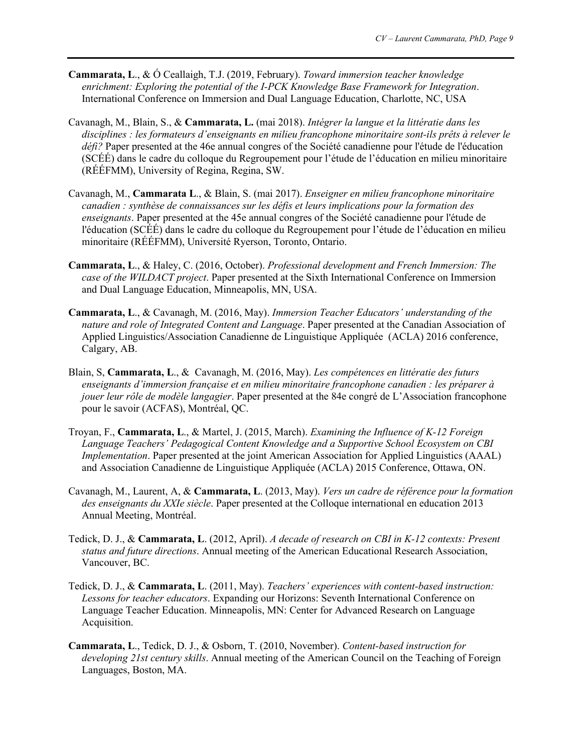**Cammarata, L**., & Ó Ceallaigh, T.J. (2019, February). *Toward immersion teacher knowledge enrichment: Exploring the potential of the I-PCK Knowledge Base Framework for Integration*. International Conference on Immersion and Dual Language Education, Charlotte, NC, USA

Cavanagh, M., Blain, S., & **Cammarata, L.** (mai 2018). *Intégrer la langue et la littératie dans les disciplines : les formateurs d'enseignants en milieu francophone minoritaire sont-ils prêts à relever le défi?* Paper presented at the 46e annual congres of the Société canadienne pour l'étude de l'éducation (SCÉÉ) dans le cadre du colloque du Regroupement pour l'étude de l'éducation en milieu minoritaire (RÉÉFMM), University of Regina, Regina, SW.

Cavanagh, M., **Cammarata L**., & Blain, S. (mai 2017). *Enseigner en milieu francophone minoritaire canadien : synthèse de connaissances sur les défis et leurs implications pour la formation des enseignants*. Paper presented at the 45e annual congres of the Société canadienne pour l'étude de l'éducation (SCÉÉ) dans le cadre du colloque du Regroupement pour l'étude de l'éducation en milieu minoritaire (RÉÉFMM), Université Ryerson, Toronto, Ontario.

**Cammarata, L**., & Haley, C. (2016, October). *Professional development and French Immersion: The case of the WILDACT project*. Paper presented at the Sixth International Conference on Immersion and Dual Language Education, Minneapolis, MN, USA.

**Cammarata, L**., & Cavanagh, M. (2016, May). *Immersion Teacher Educators' understanding of the nature and role of Integrated Content and Language*. Paper presented at the Canadian Association of Applied Linguistics/Association Canadienne de Linguistique Appliquée (ACLA) 2016 conference, Calgary, AB.

Blain, S, **Cammarata, L**., & Cavanagh, M. (2016, May). *Les compétences en littératie des futurs enseignants d'immersion française et en milieu minoritaire francophone canadien : les préparer à jouer leur rôle de modèle langagier*. Paper presented at the 84e congré de L'Association francophone pour le savoir (ACFAS), Montréal, QC.

Troyan, F., **Cammarata, L**., & Martel, J. (2015, March). *Examining the Influence of K-12 Foreign Language Teachers' Pedagogical Content Knowledge and a Supportive School Ecosystem on CBI Implementation*. Paper presented at the joint American Association for Applied Linguistics (AAAL) and Association Canadienne de Linguistique Appliquée (ACLA) 2015 Conference, Ottawa, ON.

Cavanagh, M., Laurent, A, & **Cammarata, L**. (2013, May). *Vers un cadre de référence pour la formation des enseignants du XXIe siècle*. Paper presented at the Colloque international en education 2013 Annual Meeting, Montréal.

Tedick, D. J., & **Cammarata, L**. (2012, April). *A decade of research on CBI in K-12 contexts: Present status and future directions*. Annual meeting of the American Educational Research Association, Vancouver, BC.

Tedick, D. J., & **Cammarata, L**. (2011, May). *Teachers' experiences with content-based instruction: Lessons for teacher educators*. Expanding our Horizons: Seventh International Conference on Language Teacher Education. Minneapolis, MN: Center for Advanced Research on Language Acquisition.

**Cammarata, L**., Tedick, D. J., & Osborn, T. (2010, November). *Content-based instruction for developing 21st century skills*. Annual meeting of the American Council on the Teaching of Foreign Languages, Boston, MA.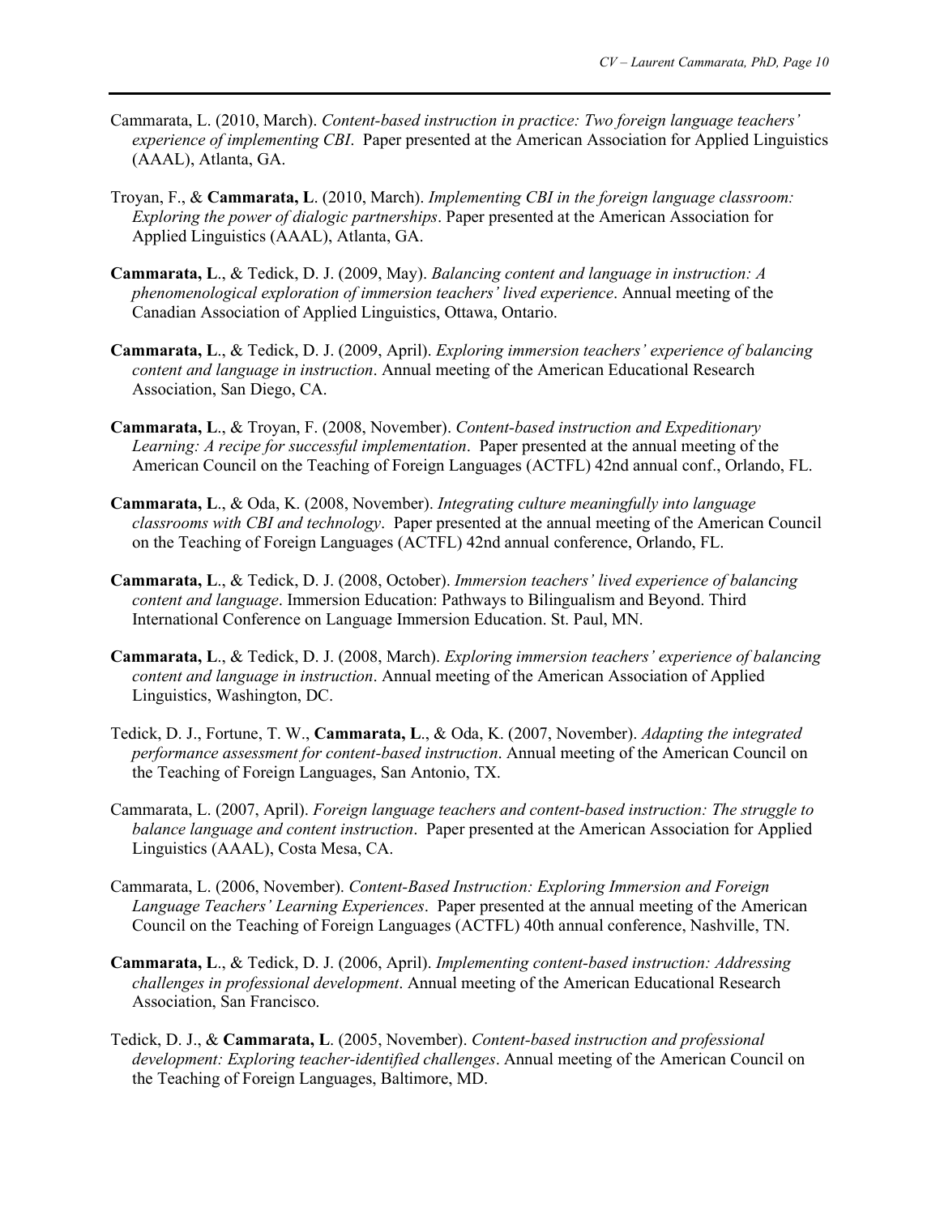Cammarata, L. (2010, March). *Content-based instruction in practice: Two foreign language teachers' experience of implementing CBI*. Paper presented at the American Association for Applied Linguistics (AAAL), Atlanta, GA.

Troyan, F., & **Cammarata, L**. (2010, March). *Implementing CBI in the foreign language classroom: Exploring the power of dialogic partnerships*. Paper presented at the American Association for Applied Linguistics (AAAL), Atlanta, GA.

**Cammarata, L**., & Tedick, D. J. (2009, May). *Balancing content and language in instruction: A phenomenological exploration of immersion teachers' lived experience*. Annual meeting of the Canadian Association of Applied Linguistics, Ottawa, Ontario.

**Cammarata, L**., & Tedick, D. J. (2009, April). *Exploring immersion teachers' experience of balancing content and language in instruction*. Annual meeting of the American Educational Research Association, San Diego, CA.

**Cammarata, L**., & Troyan, F. (2008, November). *Content-based instruction and Expeditionary Learning: A recipe for successful implementation*. Paper presented at the annual meeting of the American Council on the Teaching of Foreign Languages (ACTFL) 42nd annual conf., Orlando, FL.

**Cammarata, L**., & Oda, K. (2008, November). *Integrating culture meaningfully into language classrooms with CBI and technology*. Paper presented at the annual meeting of the American Council on the Teaching of Foreign Languages (ACTFL) 42nd annual conference, Orlando, FL.

**Cammarata, L**., & Tedick, D. J. (2008, October). *Immersion teachers' lived experience of balancing content and language*. Immersion Education: Pathways to Bilingualism and Beyond. Third International Conference on Language Immersion Education. St. Paul, MN.

**Cammarata, L**., & Tedick, D. J. (2008, March). *Exploring immersion teachers' experience of balancing content and language in instruction*. Annual meeting of the American Association of Applied Linguistics, Washington, DC.

Tedick, D. J., Fortune, T. W., **Cammarata, L**., & Oda, K. (2007, November). *Adapting the integrated performance assessment for content-based instruction*. Annual meeting of the American Council on the Teaching of Foreign Languages, San Antonio, TX.

Cammarata, L. (2007, April). *Foreign language teachers and content-based instruction: The struggle to balance language and content instruction*. Paper presented at the American Association for Applied Linguistics (AAAL), Costa Mesa, CA.

Cammarata, L. (2006, November). *Content-Based Instruction: Exploring Immersion and Foreign Language Teachers' Learning Experiences*. Paper presented at the annual meeting of the American Council on the Teaching of Foreign Languages (ACTFL) 40th annual conference, Nashville, TN.

**Cammarata, L**., & Tedick, D. J. (2006, April). *Implementing content-based instruction: Addressing challenges in professional development*. Annual meeting of the American Educational Research Association, San Francisco.

Tedick, D. J., & **Cammarata, L**. (2005, November). *Content-based instruction and professional development: Exploring teacher-identified challenges*. Annual meeting of the American Council on the Teaching of Foreign Languages, Baltimore, MD.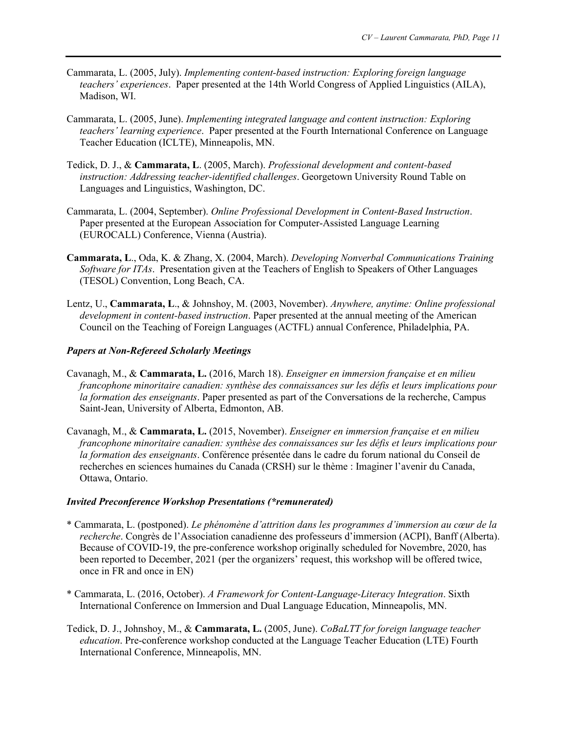Cammarata, L. (2005, July). *Implementing content-based instruction: Exploring foreign language teachers' experiences*. Paper presented at the 14th World Congress of Applied Linguistics (AILA), Madison, WI.

Cammarata, L. (2005, June). *Implementing integrated language and content instruction: Exploring teachers' learning experience*. Paper presented at the Fourth International Conference on Language Teacher Education (ICLTE), Minneapolis, MN.

Tedick, D. J., & **Cammarata, L**. (2005, March). *Professional development and content-based instruction: Addressing teacher-identified challenges*. Georgetown University Round Table on Languages and Linguistics, Washington, DC.

Cammarata, L. (2004, September). *Online Professional Development in Content-Based Instruction*. Paper presented at the European Association for Computer-Assisted Language Learning (EUROCALL) Conference, Vienna (Austria).

**Cammarata, L**., Oda, K. & Zhang, X. (2004, March). *Developing Nonverbal Communications Training Software for ITAs*. Presentation given at the Teachers of English to Speakers of Other Languages (TESOL) Convention, Long Beach, CA.

Lentz, U., **Cammarata, L**., & Johnshoy, M. (2003, November). *Anywhere, anytime: Online professional development in content-based instruction*. Paper presented at the annual meeting of the American Council on the Teaching of Foreign Languages (ACTFL) annual Conference, Philadelphia, PA.

### *Papers at Non-Refereed Scholarly Meetings*

Cavanagh, M., & **Cammarata, L.** (2016, March 18). *Enseigner en immersion française et en milieu francophone minoritaire canadien: synthèse des connaissances sur les défis et leurs implications pour la formation des enseignants*. Paper presented as part of the Conversations de la recherche, Campus Saint-Jean, University of Alberta, Edmonton, AB.

Cavanagh, M., & **Cammarata, L.** (2015, November). *Enseigner en immersion française et en milieu francophone minoritaire canadien: synthèse des connaissances sur les défis et leurs implications pour la formation des enseignants*. Conférence présentée dans le cadre du forum national du Conseil de recherches en sciences humaines du Canada (CRSH) sur le thème : Imaginer l'avenir du Canada, Ottawa, Ontario.

### *Invited Preconference Workshop Presentations (*remunerated)*

\* Cammarata, L. (postponed). *Le phénomène d'attrition dans les programmes d'immersion au cœur de la recherche*. Congrès de l'Association canadienne des professeurs d'immersion (ACPI), Banff (Alberta). Because of COVID-19, the pre-conference workshop originally scheduled for Novembre, 2020, has been reported to December, 2021 (per the organizers' request, this workshop will be offered twice, once in FR and once in EN)

\* Cammarata, L. (2016, October). *A Framework for Content-Language-Literacy Integration*. Sixth International Conference on Immersion and Dual Language Education, Minneapolis, MN.

Tedick, D. J., Johnshoy, M., & **Cammarata, L.** (2005, June). *CoBaLTT for foreign language teacher education*. Pre-conference workshop conducted at the Language Teacher Education (LTE) Fourth International Conference, Minneapolis, MN.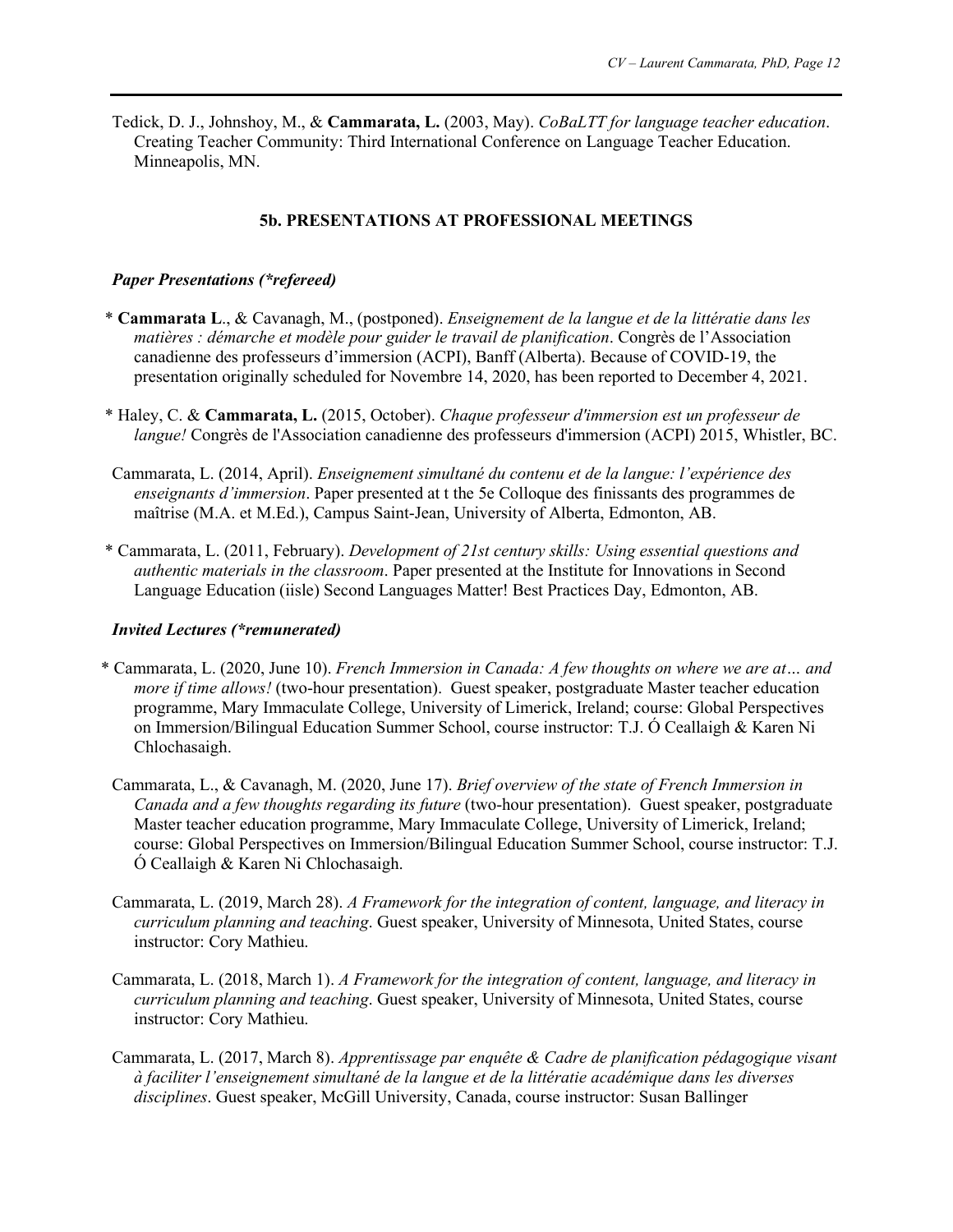Tedick, D. J., Johnshoy, M., & **Cammarata, L.** (2003, May). *CoBaLTT for language teacher education*. Creating Teacher Community: Third International Conference on Language Teacher Education. Minneapolis, MN.

### 5b. PRESENTATIONS AT PROFESSIONAL MEETINGS

***Paper Presentations (*refereed)***

\* **Cammarata L**., & Cavanagh, M., (postponed). *Enseignement de la langue et de la littératie dans les matières : démarche et modèle pour guider le travail de planification*. Congrès de l'Association canadienne des professeurs d'immersion (ACPI), Banff (Alberta). Because of COVID-19, the presentation originally scheduled for Novembre 14, 2020, has been reported to December 4, 2021.

\* Haley, C. & **Cammarata, L.** (2015, October). *Chaque professeur d'immersion est un professeur de langue!* Congrès de l'Association canadienne des professeurs d'immersion (ACPI) 2015, Whistler, BC.

Cammarata, L. (2014, April). *Enseignement simultané du contenu et de la langue: l'expérience des enseignants d'immersion*. Paper presented at t the 5e Colloque des finissants des programmes de maîtrise (M.A. et M.Ed.), Campus Saint-Jean, University of Alberta, Edmonton, AB.

\* Cammarata, L. (2011, February). *Development of 21st century skills: Using essential questions and authentic materials in the classroom*. Paper presented at the Institute for Innovations in Second Language Education (iisle) Second Languages Matter! Best Practices Day, Edmonton, AB.

***Invited Lectures (*remunerated)***

\* Cammarata, L. (2020, June 10). *French Immersion in Canada: A few thoughts on where we are at… and more if time allows!* (two-hour presentation). Guest speaker, postgraduate Master teacher education programme, Mary Immaculate College, University of Limerick, Ireland; course: Global Perspectives on Immersion/Bilingual Education Summer School, course instructor: T.J. Ó Ceallaigh & Karen Ni Chlochasaigh.

Cammarata, L., & Cavanagh, M. (2020, June 17). *Brief overview of the state of French Immersion in Canada and a few thoughts regarding its future* (two-hour presentation). Guest speaker, postgraduate Master teacher education programme, Mary Immaculate College, University of Limerick, Ireland; course: Global Perspectives on Immersion/Bilingual Education Summer School, course instructor: T.J. Ó Ceallaigh & Karen Ni Chlochasaigh.

Cammarata, L. (2019, March 28). *A Framework for the integration of content, language, and literacy in curriculum planning and teaching*. Guest speaker, University of Minnesota, United States, course instructor: Cory Mathieu.

Cammarata, L. (2018, March 1). *A Framework for the integration of content, language, and literacy in curriculum planning and teaching*. Guest speaker, University of Minnesota, United States, course instructor: Cory Mathieu.

Cammarata, L. (2017, March 8). *Apprentissage par enquête & Cadre de planification pédagogique visant à faciliter l'enseignement simultané de la langue et de la littératie académique dans les diverses disciplines*. Guest speaker, McGill University, Canada, course instructor: Susan Ballinger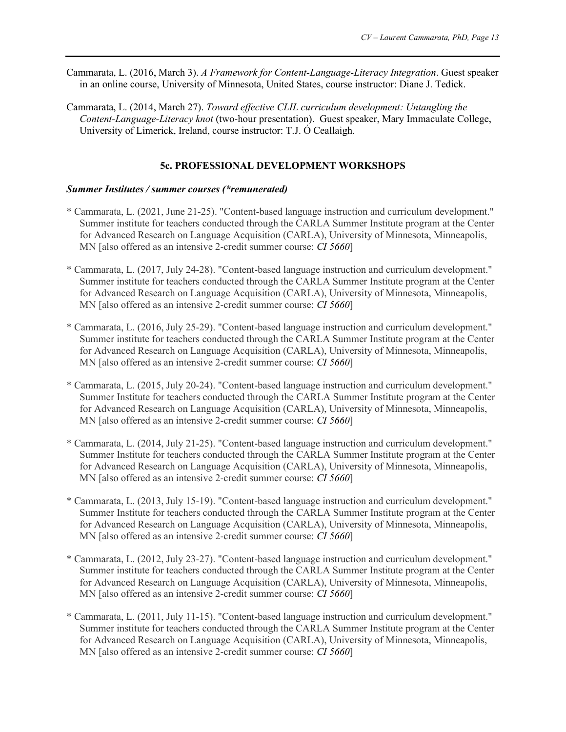Cammarata, L. (2016, March 3). *A Framework for Content-Language-Literacy Integration*. Guest speaker in an online course, University of Minnesota, United States, course instructor: Diane J. Tedick.

Cammarata, L. (2014, March 27). *Toward effective CLIL curriculum development: Untangling the Content-Language-Literacy knot* (two-hour presentation). Guest speaker, Mary Immaculate College, University of Limerick, Ireland, course instructor: T.J. Ó Ceallaigh.

### 5c. PROFESSIONAL DEVELOPMENT WORKSHOPS

***Summer Institutes / summer courses (*remunerated)***

\* Cammarata, L. (2021, June 21-25). "Content-based language instruction and curriculum development." Summer institute for teachers conducted through the CARLA Summer Institute program at the Center for Advanced Research on Language Acquisition (CARLA), University of Minnesota, Minneapolis, MN [also offered as an intensive 2-credit summer course: *CI 5660*]

\* Cammarata, L. (2017, July 24-28). "Content-based language instruction and curriculum development." Summer institute for teachers conducted through the CARLA Summer Institute program at the Center for Advanced Research on Language Acquisition (CARLA), University of Minnesota, Minneapolis, MN [also offered as an intensive 2-credit summer course: *CI 5660*]

\* Cammarata, L. (2016, July 25-29). "Content-based language instruction and curriculum development." Summer institute for teachers conducted through the CARLA Summer Institute program at the Center for Advanced Research on Language Acquisition (CARLA), University of Minnesota, Minneapolis, MN [also offered as an intensive 2-credit summer course: *CI 5660*]

\* Cammarata, L. (2015, July 20-24). "Content-based language instruction and curriculum development." Summer Institute for teachers conducted through the CARLA Summer Institute program at the Center for Advanced Research on Language Acquisition (CARLA), University of Minnesota, Minneapolis, MN [also offered as an intensive 2-credit summer course: *CI 5660*]

\* Cammarata, L. (2014, July 21-25). "Content-based language instruction and curriculum development." Summer Institute for teachers conducted through the CARLA Summer Institute program at the Center for Advanced Research on Language Acquisition (CARLA), University of Minnesota, Minneapolis, MN [also offered as an intensive 2-credit summer course: *CI 5660*]

\* Cammarata, L. (2013, July 15-19). "Content-based language instruction and curriculum development." Summer Institute for teachers conducted through the CARLA Summer Institute program at the Center for Advanced Research on Language Acquisition (CARLA), University of Minnesota, Minneapolis, MN [also offered as an intensive 2-credit summer course: *CI 5660*]

\* Cammarata, L. (2012, July 23-27). "Content-based language instruction and curriculum development." Summer institute for teachers conducted through the CARLA Summer Institute program at the Center for Advanced Research on Language Acquisition (CARLA), University of Minnesota, Minneapolis, MN [also offered as an intensive 2-credit summer course: *CI 5660*]

\* Cammarata, L. (2011, July 11-15). "Content-based language instruction and curriculum development." Summer institute for teachers conducted through the CARLA Summer Institute program at the Center for Advanced Research on Language Acquisition (CARLA), University of Minnesota, Minneapolis, MN [also offered as an intensive 2-credit summer course: *CI 5660*]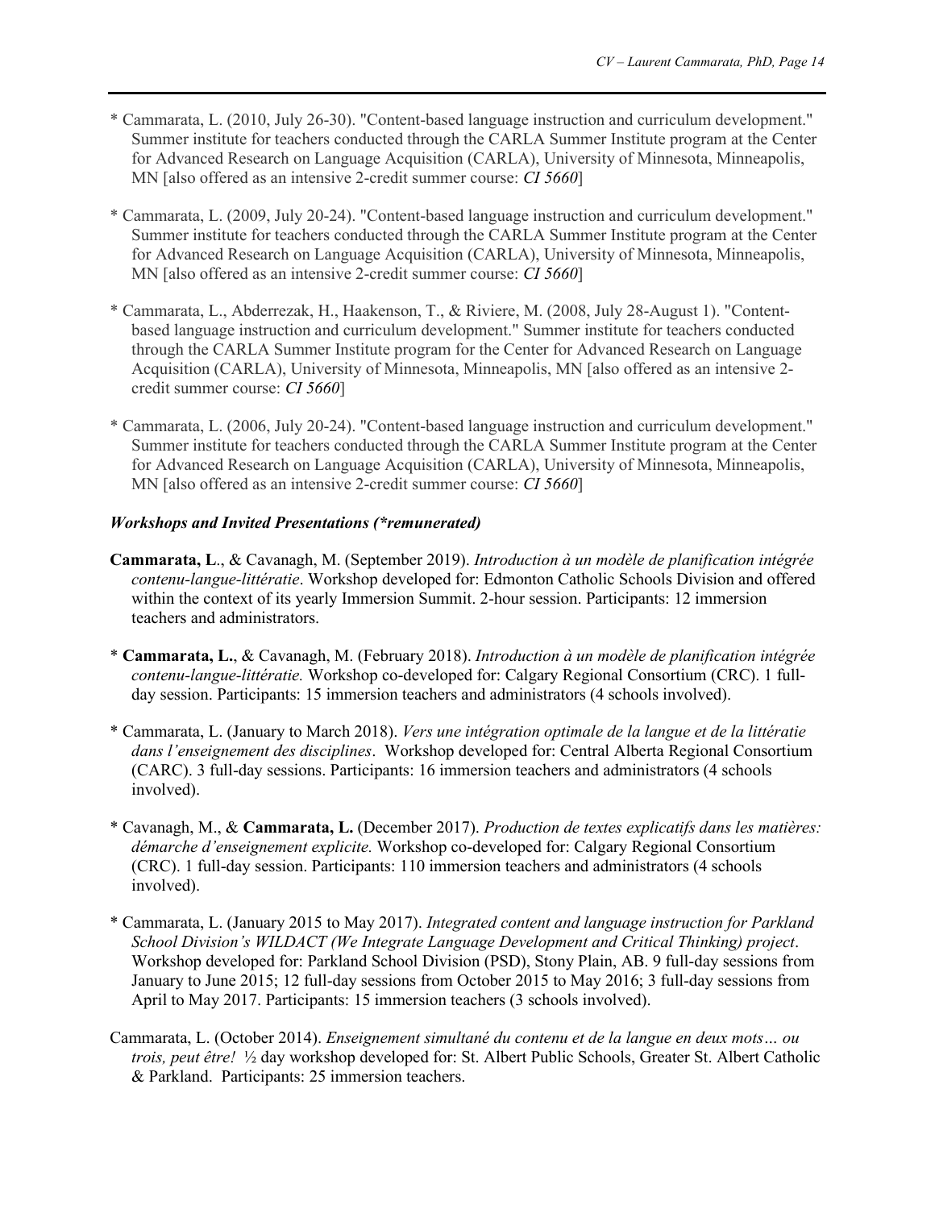* Cammarata, L. (2010, July 26-30). "Content-based language instruction and curriculum development." Summer institute for teachers conducted through the CARLA Summer Institute program at the Center for Advanced Research on Language Acquisition (CARLA), University of Minnesota, Minneapolis, MN [also offered as an intensive 2-credit summer course: ***CI 5660***]

* Cammarata, L. (2009, July 20-24). "Content-based language instruction and curriculum development." Summer institute for teachers conducted through the CARLA Summer Institute program at the Center for Advanced Research on Language Acquisition (CARLA), University of Minnesota, Minneapolis, MN [also offered as an intensive 2-credit summer course: ***CI 5660***]

* Cammarata, L., Abderrezak, H., Haakenson, T., & Riviere, M. (2008, July 28-August 1). "Content-based language instruction and curriculum development." Summer institute for teachers conducted through the CARLA Summer Institute program for the Center for Advanced Research on Language Acquisition (CARLA), University of Minnesota, Minneapolis, MN [also offered as an intensive 2-credit summer course: ***CI 5660***]

* Cammarata, L. (2006, July 20-24). "Content-based language instruction and curriculum development." Summer institute for teachers conducted through the CARLA Summer Institute program at the Center for Advanced Research on Language Acquisition (CARLA), University of Minnesota, Minneapolis, MN [also offered as an intensive 2-credit summer course: ***CI 5660***]

***Workshops and Invited Presentations (*remunerated)***

**Cammarata, L**., & Cavanagh, M. (September 2019). *Introduction à un modèle de planification intégrée contenu-langue-littératie*. Workshop developed for: Edmonton Catholic Schools Division and offered within the context of its yearly Immersion Summit. 2-hour session. Participants: 12 immersion teachers and administrators.

* **Cammarata, L.**, & Cavanagh, M. (February 2018). *Introduction à un modèle de planification intégrée contenu-langue-littératie.* Workshop co-developed for: Calgary Regional Consortium (CRC). 1 full-day session. Participants: 15 immersion teachers and administrators (4 schools involved).

* Cammarata, L. (January to March 2018). *Vers une intégration optimale de la langue et de la littératie dans l'enseignement des disciplines*. Workshop developed for: Central Alberta Regional Consortium (CARC). 3 full-day sessions. Participants: 16 immersion teachers and administrators (4 schools involved).

* Cavanagh, M., & **Cammarata, L.** (December 2017). *Production de textes explicatifs dans les matières: démarche d'enseignement explicite.* Workshop co-developed for: Calgary Regional Consortium (CRC). 1 full-day session. Participants: 110 immersion teachers and administrators (4 schools involved).

* Cammarata, L. (January 2015 to May 2017). *Integrated content and language instruction for Parkland School Division's WILDACT (We Integrate Language Development and Critical Thinking) project*. Workshop developed for: Parkland School Division (PSD), Stony Plain, AB. 9 full-day sessions from January to June 2015; 12 full-day sessions from October 2015 to May 2016; 3 full-day sessions from April to May 2017. Participants: 15 immersion teachers (3 schools involved).

Cammarata, L. (October 2014). *Enseignement simultané du contenu et de la langue en deux mots… ou trois, peut être!* ½ day workshop developed for: St. Albert Public Schools, Greater St. Albert Catholic & Parkland. Participants: 25 immersion teachers.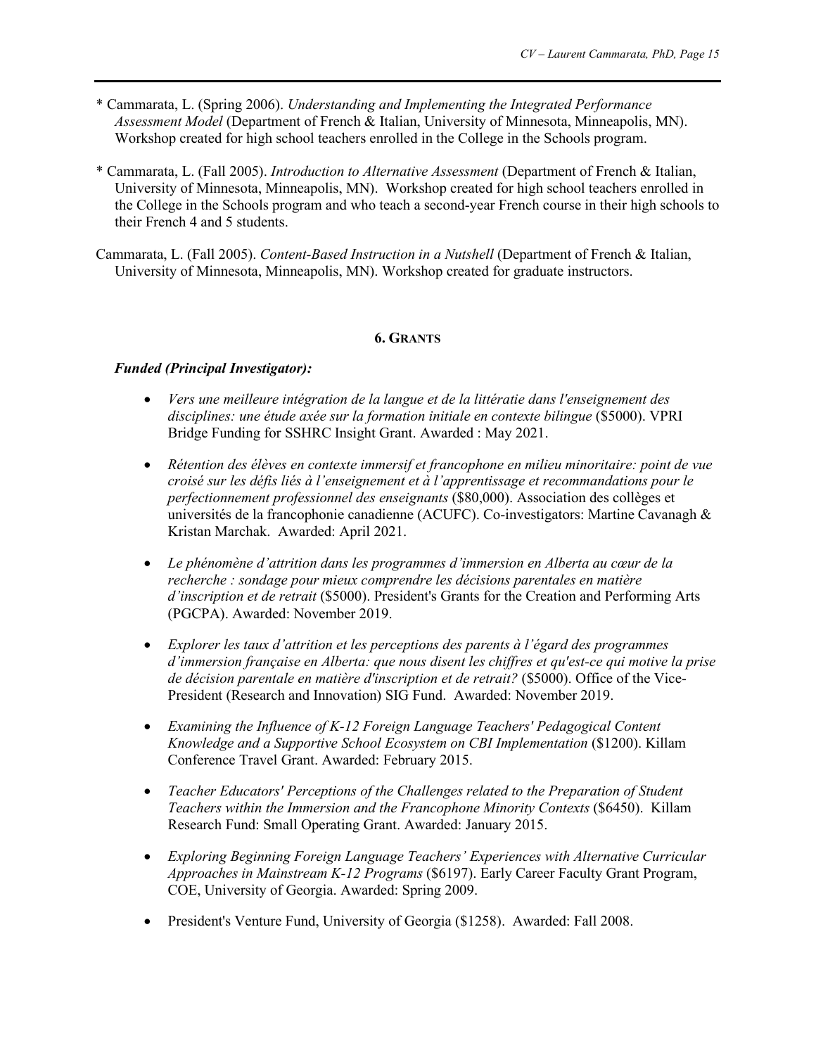* Cammarata, L. (Spring 2006). *Understanding and Implementing the Integrated Performance Assessment Model* (Department of French & Italian, University of Minnesota, Minneapolis, MN). Workshop created for high school teachers enrolled in the College in the Schools program.

* Cammarata, L. (Fall 2005). *Introduction to Alternative Assessment* (Department of French & Italian, University of Minnesota, Minneapolis, MN). Workshop created for high school teachers enrolled in the College in the Schools program and who teach a second-year French course in their high schools to their French 4 and 5 students.

Cammarata, L. (Fall 2005). *Content-Based Instruction in a Nutshell* (Department of French & Italian, University of Minnesota, Minneapolis, MN). Workshop created for graduate instructors.

## 6. Grants

***Funded (Principal Investigator):***

- *Vers une meilleure intégration de la langue et de la littératie dans l'enseignement des disciplines: une étude axée sur la formation initiale en contexte bilingue* ($5000). VPRI Bridge Funding for SSHRC Insight Grant. Awarded : May 2021.

- *Rétention des élèves en contexte immersif et francophone en milieu minoritaire: point de vue croisé sur les défis liés à l'enseignement et à l'apprentissage et recommandations pour le perfectionnement professionnel des enseignants* ($80,000). Association des collèges et universités de la francophonie canadienne (ACUFC). Co-investigators: Martine Cavanagh & Kristan Marchak. Awarded: April 2021.

- *Le phénomène d'attrition dans les programmes d'immersion en Alberta au cœur de la recherche : sondage pour mieux comprendre les décisions parentales en matière d'inscription et de retrait* ($5000). President's Grants for the Creation and Performing Arts (PGCPA). Awarded: November 2019.

- *Explorer les taux d'attrition et les perceptions des parents à l'égard des programmes d'immersion française en Alberta: que nous disent les chiffres et qu'est-ce qui motive la prise de décision parentale en matière d'inscription et de retrait?* ($5000). Office of the Vice-President (Research and Innovation) SIG Fund. Awarded: November 2019.

- *Examining the Influence of K-12 Foreign Language Teachers' Pedagogical Content Knowledge and a Supportive School Ecosystem on CBI Implementation* ($1200). Killam Conference Travel Grant. Awarded: February 2015.

- *Teacher Educators' Perceptions of the Challenges related to the Preparation of Student Teachers within the Immersion and the Francophone Minority Contexts* ($6450). Killam Research Fund: Small Operating Grant. Awarded: January 2015.

- *Exploring Beginning Foreign Language Teachers' Experiences with Alternative Curricular Approaches in Mainstream K-12 Programs* ($6197). Early Career Faculty Grant Program, COE, University of Georgia. Awarded: Spring 2009.

- President's Venture Fund, University of Georgia ($1258). Awarded: Fall 2008.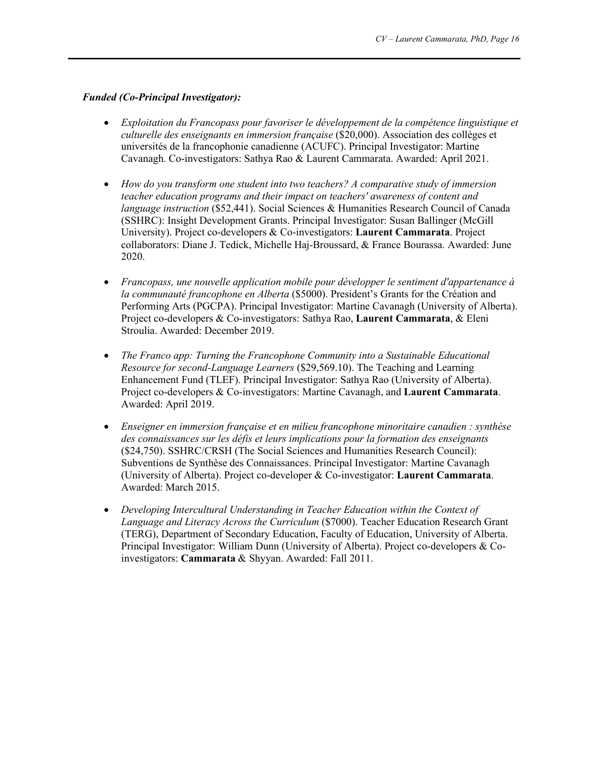***Funded (Co-Principal Investigator):***

- *Exploitation du Francopass pour favoriser le développement de la compétence linguistique et culturelle des enseignants en immersion française* ($20,000). Association des collèges et universités de la francophonie canadienne (ACUFC). Principal Investigator: Martine Cavanagh. Co-investigators: Sathya Rao & Laurent Cammarata. Awarded: April 2021.

- *How do you transform one student into two teachers? A comparative study of immersion teacher education programs and their impact on teachers' awareness of content and language instruction* ($52,441). Social Sciences & Humanities Research Council of Canada (SSHRC): Insight Development Grants. Principal Investigator: Susan Ballinger (McGill University). Project co-developers & Co-investigators: **Laurent Cammarata**. Project collaborators: Diane J. Tedick, Michelle Haj-Broussard, & France Bourassa. Awarded: June 2020.

- *Francopass, une nouvelle application mobile pour développer le sentiment d'appartenance à la communauté francophone en Alberta* ($5000). President's Grants for the Création and Performing Arts (PGCPA). Principal Investigator: Martine Cavanagh (University of Alberta). Project co-developers & Co-investigators: Sathya Rao, **Laurent Cammarata**, & Eleni Stroulia. Awarded: December 2019.

- *The Franco app: Turning the Francophone Community into a Sustainable Educational Resource for second-Language Learners* ($29,569.10). The Teaching and Learning Enhancement Fund (TLEF). Principal Investigator: Sathya Rao (University of Alberta). Project co-developers & Co-investigators: Martine Cavanagh, and **Laurent Cammarata**. Awarded: April 2019.

- *Enseigner en immersion française et en milieu francophone minoritaire canadien : synthèse des connaissances sur les défis et leurs implications pour la formation des enseignants* ($24,750). SSHRC/CRSH (The Social Sciences and Humanities Research Council): Subventions de Synthèse des Connaissances. Principal Investigator: Martine Cavanagh (University of Alberta). Project co-developer & Co-investigator: **Laurent Cammarata**. Awarded: March 2015.

- *Developing Intercultural Understanding in Teacher Education within the Context of Language and Literacy Across the Curriculum* ($7000). Teacher Education Research Grant (TERG), Department of Secondary Education, Faculty of Education, University of Alberta. Principal Investigator: William Dunn (University of Alberta). Project co-developers & Co-investigators: **Cammarata** & Shyyan. Awarded: Fall 2011.